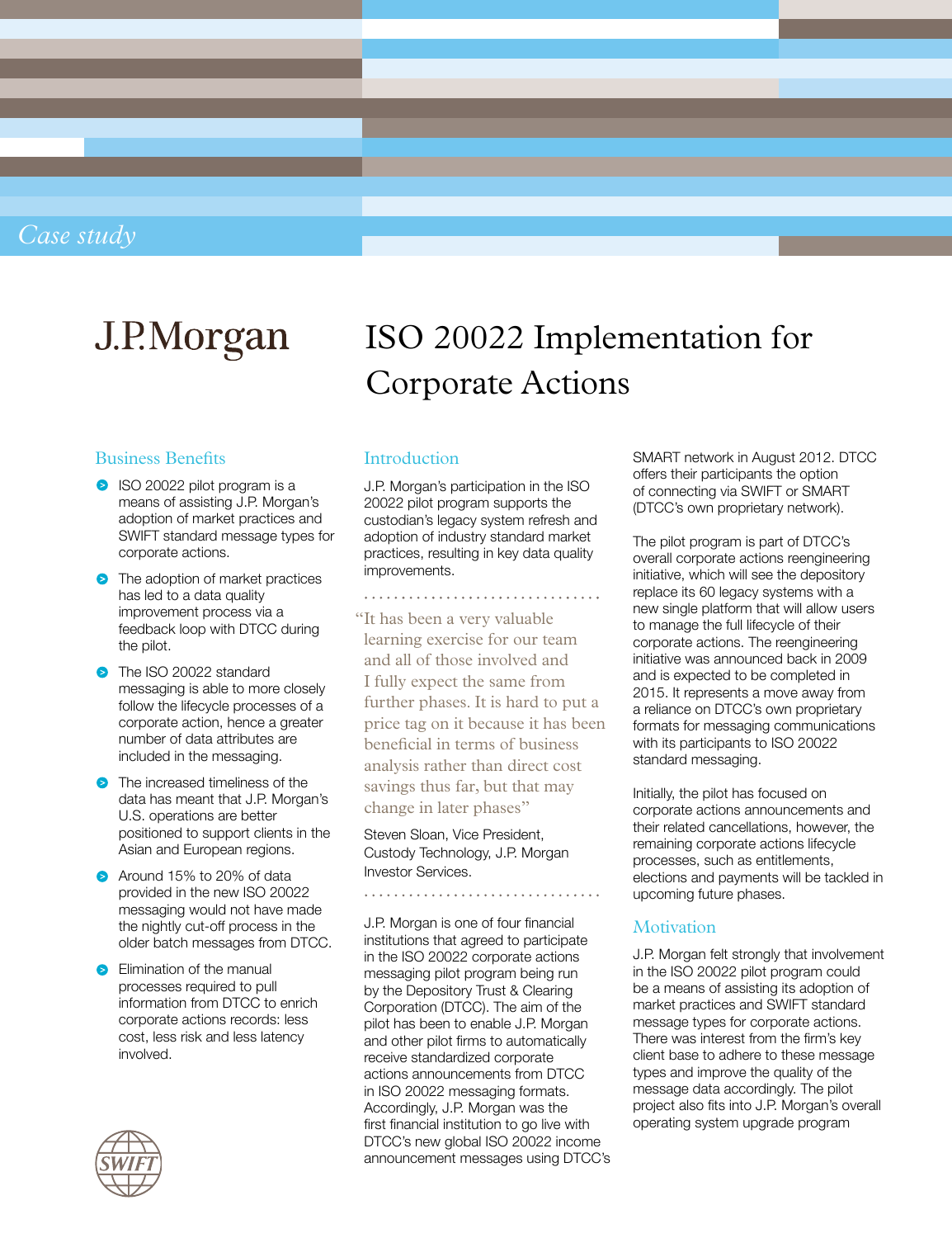Case study

J.P.Morgan

# ISO 20022 Implementation for Corporate Actions

## Business Benefits

- ISO 20022 pilot program is a means of assisting J.P. Morgan's adoption of market practices and SWIFT standard message types for corporate actions.
- The adoption of market practices has led to a data quality improvement process via a feedback loop with DTCC during the pilot.
- The ISO 20022 standard messaging is able to more closely follow the lifecycle processes of a corporate action, hence a greater number of data attributes are included in the messaging.
- The increased timeliness of the data has meant that J.P. Morgan's U.S. operations are better positioned to support clients in the Asian and European regions.
- Around 15% to 20% of data provided in the new ISO 20022 messaging would not have made the nightly cut-off process in the older batch messages from DTCC.
- Elimination of the manual processes required to pull information from DTCC to enrich corporate actions records: less cost, less risk and less latency involved.

## Introduction

J.P. Morgan's participation in the ISO 20022 pilot program supports the custodian's legacy system refresh and adoption of industry standard market practices, resulting in key data quality improvements.

> "It has been a very valuable learning exercise for our team and all of those involved and I fully expect the same from further phases. It is hard to put a price tag on it because it has been beneficial in terms of business analysis rather than direct cost savings thus far, but that may change in later phases"
>
> Steven Sloan, Vice President, Custody Technology, J.P. Morgan Investor Services.

J.P. Morgan is one of four financial institutions that agreed to participate in the ISO 20022 corporate actions messaging pilot program being run by the Depository Trust & Clearing Corporation (DTCC). The aim of the pilot has been to enable J.P. Morgan and other pilot firms to automatically receive standardized corporate actions announcements from DTCC in ISO 20022 messaging formats. Accordingly, J.P. Morgan was the first financial institution to go live with DTCC's new global ISO 20022 income announcement messages using DTCC's SMART network in August 2012. DTCC offers their participants the option of connecting via SWIFT or SMART (DTCC's own proprietary network).

The pilot program is part of DTCC's overall corporate actions reengineering initiative, which will see the depository replace its 60 legacy systems with a new single platform that will allow users to manage the full lifecycle of their corporate actions. The reengineering initiative was announced back in 2009 and is expected to be completed in 2015. It represents a move away from a reliance on DTCC's own proprietary formats for messaging communications with its participants to ISO 20022 standard messaging.

Initially, the pilot has focused on corporate actions announcements and their related cancellations, however, the remaining corporate actions lifecycle processes, such as entitlements, elections and payments will be tackled in upcoming future phases.

## Motivation

J.P. Morgan felt strongly that involvement in the ISO 20022 pilot program could be a means of assisting its adoption of market practices and SWIFT standard message types for corporate actions. There was interest from the firm's key client base to adhere to these message types and improve the quality of the message data accordingly. The pilot project also fits into J.P. Morgan's overall operating system upgrade program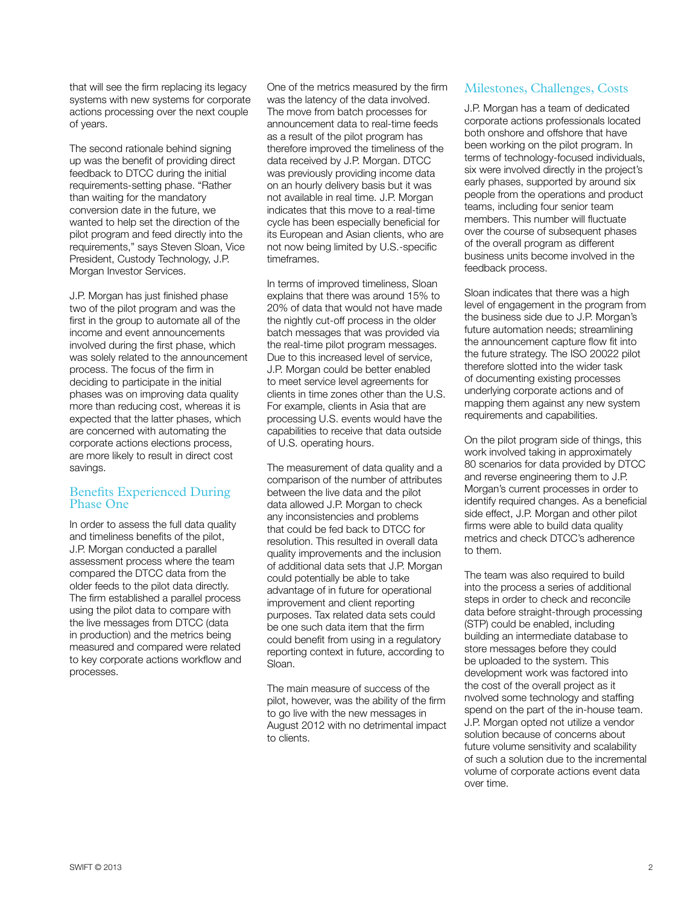that will see the firm replacing its legacy systems with new systems for corporate actions processing over the next couple of years.

The second rationale behind signing up was the benefit of providing direct feedback to DTCC during the initial requirements-setting phase. "Rather than waiting for the mandatory conversion date in the future, we wanted to help set the direction of the pilot program and feed directly into the requirements," says Steven Sloan, Vice President, Custody Technology, J.P. Morgan Investor Services.

J.P. Morgan has just finished phase two of the pilot program and was the first in the group to automate all of the income and event announcements involved during the first phase, which was solely related to the announcement process. The focus of the firm in deciding to participate in the initial phases was on improving data quality more than reducing cost, whereas it is expected that the latter phases, which are concerned with automating the corporate actions elections process, are more likely to result in direct cost savings.

## Benefits Experienced During Phase One

In order to assess the full data quality and timeliness benefits of the pilot, J.P. Morgan conducted a parallel assessment process where the team compared the DTCC data from the older feeds to the pilot data directly. The firm established a parallel process using the pilot data to compare with the live messages from DTCC (data in production) and the metrics being measured and compared were related to key corporate actions workflow and processes.

One of the metrics measured by the firm was the latency of the data involved. The move from batch processes for announcement data to real-time feeds as a result of the pilot program has therefore improved the timeliness of the data received by J.P. Morgan. DTCC was previously providing income data on an hourly delivery basis but it was not available in real time. J.P. Morgan indicates that this move to a real-time cycle has been especially beneficial for its European and Asian clients, who are not now being limited by U.S.-specific timeframes.

In terms of improved timeliness, Sloan explains that there was around 15% to 20% of data that would not have made the nightly cut-off process in the older batch messages that was provided via the real-time pilot program messages. Due to this increased level of service, J.P. Morgan could be better enabled to meet service level agreements for clients in time zones other than the U.S. For example, clients in Asia that are processing U.S. events would have the capabilities to receive that data outside of U.S. operating hours.

The measurement of data quality and a comparison of the number of attributes between the live data and the pilot data allowed J.P. Morgan to check any inconsistencies and problems that could be fed back to DTCC for resolution. This resulted in overall data quality improvements and the inclusion of additional data sets that J.P. Morgan could potentially be able to take advantage of in future for operational improvement and client reporting purposes. Tax related data sets could be one such data item that the firm could benefit from using in a regulatory reporting context in future, according to Sloan.

The main measure of success of the pilot, however, was the ability of the firm to go live with the new messages in August 2012 with no detrimental impact to clients.

## Milestones, Challenges, Costs

J.P. Morgan has a team of dedicated corporate actions professionals located both onshore and offshore that have been working on the pilot program. In terms of technology-focused individuals, six were involved directly in the project's early phases, supported by around six people from the operations and product teams, including four senior team members. This number will fluctuate over the course of subsequent phases of the overall program as different business units become involved in the feedback process.

Sloan indicates that there was a high level of engagement in the program from the business side due to J.P. Morgan's future automation needs; streamlining the announcement capture flow fit into the future strategy. The ISO 20022 pilot therefore slotted into the wider task of documenting existing processes underlying corporate actions and of mapping them against any new system requirements and capabilities.

On the pilot program side of things, this work involved taking in approximately 80 scenarios for data provided by DTCC and reverse engineering them to J.P. Morgan's current processes in order to identify required changes. As a beneficial side effect, J.P. Morgan and other pilot firms were able to build data quality metrics and check DTCC's adherence to them.

The team was also required to build into the process a series of additional steps in order to check and reconcile data before straight-through processing (STP) could be enabled, including building an intermediate database to store messages before they could be uploaded to the system. This development work was factored into the cost of the overall project as it nvolved some technology and staffing spend on the part of the in-house team. J.P. Morgan opted not utilize a vendor solution because of concerns about future volume sensitivity and scalability of such a solution due to the incremental volume of corporate actions event data over time.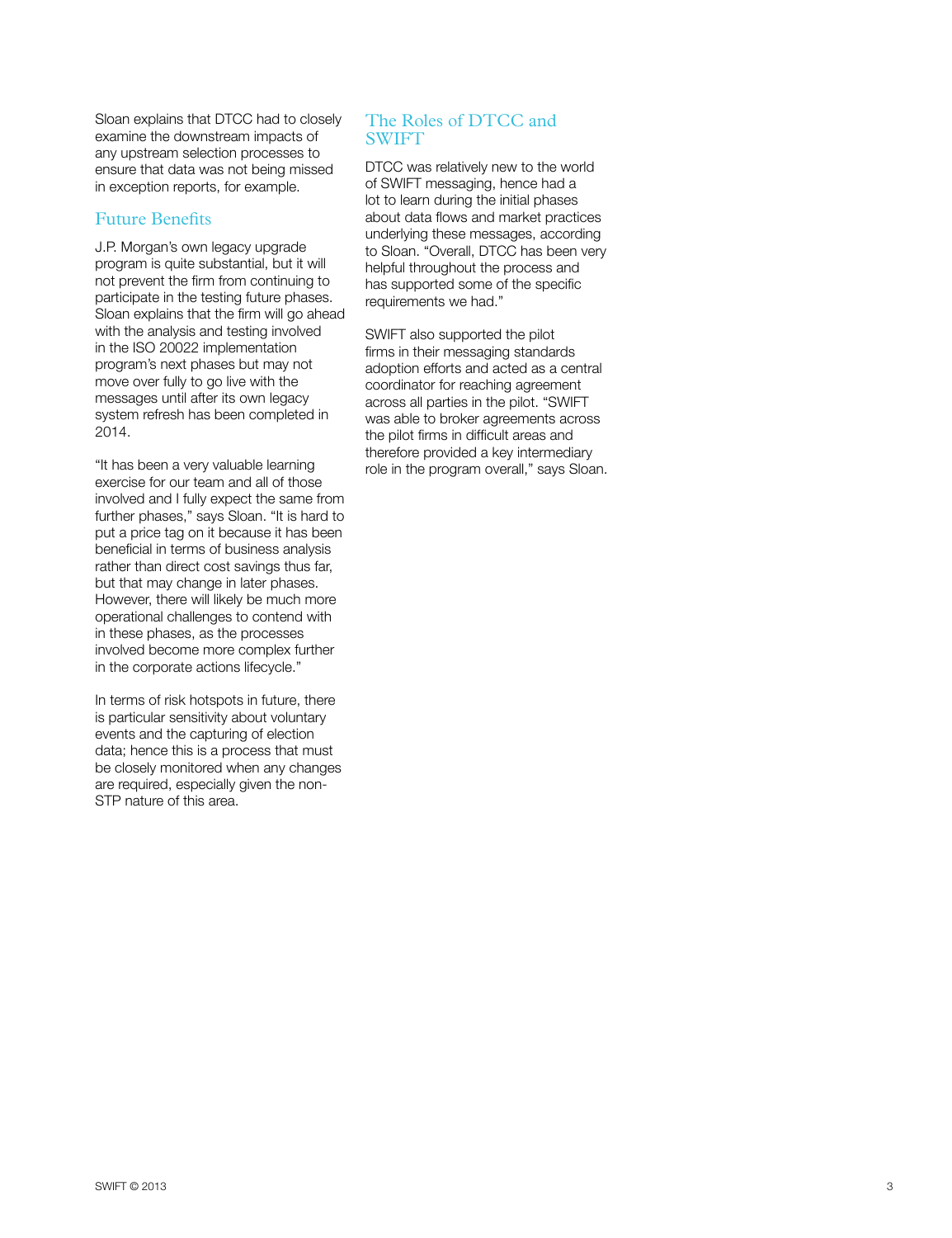Sloan explains that DTCC had to closely examine the downstream impacts of any upstream selection processes to ensure that data was not being missed in exception reports, for example.

## Future Benefits

J.P. Morgan's own legacy upgrade program is quite substantial, but it will not prevent the firm from continuing to participate in the testing future phases. Sloan explains that the firm will go ahead with the analysis and testing involved in the ISO 20022 implementation program's next phases but may not move over fully to go live with the messages until after its own legacy system refresh has been completed in 2014.

"It has been a very valuable learning exercise for our team and all of those involved and I fully expect the same from further phases," says Sloan. "It is hard to put a price tag on it because it has been beneficial in terms of business analysis rather than direct cost savings thus far, but that may change in later phases. However, there will likely be much more operational challenges to contend with in these phases, as the processes involved become more complex further in the corporate actions lifecycle."

In terms of risk hotspots in future, there is particular sensitivity about voluntary events and the capturing of election data; hence this is a process that must be closely monitored when any changes are required, especially given the non-STP nature of this area.

## The Roles of DTCC and SWIFT

DTCC was relatively new to the world of SWIFT messaging, hence had a lot to learn during the initial phases about data flows and market practices underlying these messages, according to Sloan. "Overall, DTCC has been very helpful throughout the process and has supported some of the specific requirements we had."

SWIFT also supported the pilot firms in their messaging standards adoption efforts and acted as a central coordinator for reaching agreement across all parties in the pilot. "SWIFT was able to broker agreements across the pilot firms in difficult areas and therefore provided a key intermediary role in the program overall," says Sloan.